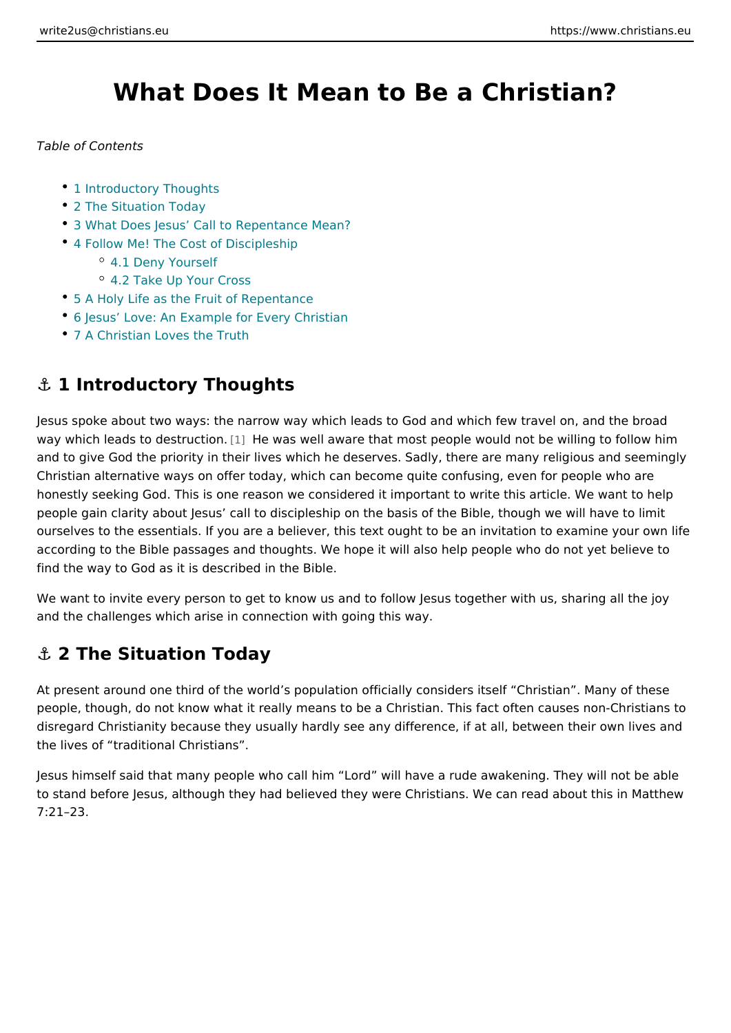# What Does It Mean to Be a Christian?

*Table of Contents*

- 1 Introductory Thoughts
- 2 The Situation Today
- 3 What Does Jesus' Call to Repentance Mean?
- 4 Follow Me! The Cost of Discipleship
  - 4.1 Deny Yourself
  - 4.2 Take Up Your Cross
- 5 A Holy Life as the Fruit of Repentance
- 6 Jesus' Love: An Example for Every Christian
- 7 A Christian Loves the Truth

## ⚓ 1 Introductory Thoughts

Jesus spoke about two ways: the narrow way which leads to God and which few travel on, and the broad way which leads to destruction.[1] He was well aware that most people would not be willing to follow him and to give God the priority in their lives which he deserves. Sadly, there are many religious and seemingly Christian alternative ways on offer today, which can become quite confusing, even for people who are honestly seeking God. This is one reason we considered it important to write this article. We want to help people gain clarity about Jesus' call to discipleship on the basis of the Bible, though we will have to limit ourselves to the essentials. If you are a believer, this text ought to be an invitation to examine your own life according to the Bible passages and thoughts. We hope it will also help people who do not yet believe to find the way to God as it is described in the Bible.

We want to invite every person to get to know us and to follow Jesus together with us, sharing all the joy and the challenges which arise in connection with going this way.

## ⚓ 2 The Situation Today

At present around one third of the world's population officially considers itself "Christian". Many of these people, though, do not know what it really means to be a Christian. This fact often causes non-Christians to disregard Christianity because they usually hardly see any difference, if at all, between their own lives and the lives of "traditional Christians".

Jesus himself said that many people who call him "Lord" will have a rude awakening. They will not be able to stand before Jesus, although they had believed they were Christians. We can read about this in Matthew 7:21–23.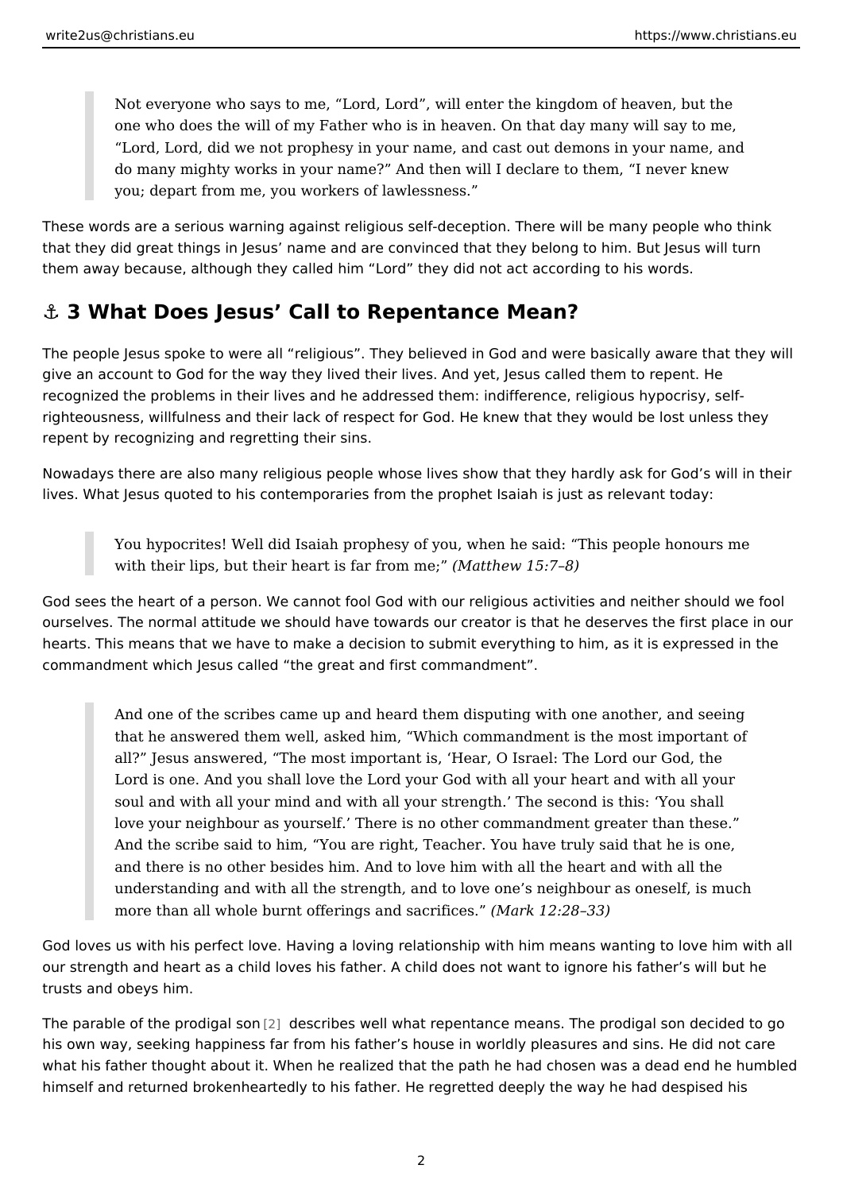> Not everyone who says to me, “Lord, Lord”, will enter the kingdom of heaven, but the one who does the will of my Father who is in heaven. On that day many will say to me, “Lord, Lord, did we not prophesy in your name, and cast out demons in your name, and do many mighty works in your name?” And then will I declare to them, “I never knew you; depart from me, you workers of lawlessness.”

These words are a serious warning against religious self-deception. There will be many people who think that they did great things in Jesus’ name and are convinced that they belong to him. But Jesus will turn them away because, although they called him “Lord” they did not act according to his words.

## ⚓ 3 What Does Jesus’ Call to Repentance Mean?

The people Jesus spoke to were all “religious”. They believed in God and were basically aware that they will give an account to God for the way they lived their lives. And yet, Jesus called them to repent. He recognized the problems in their lives and he addressed them: indifference, religious hypocrisy, self-righteousness, willfulness and their lack of respect for God. He knew that they would be lost unless they repent by recognizing and regretting their sins.

Nowadays there are also many religious people whose lives show that they hardly ask for God’s will in their lives. What Jesus quoted to his contemporaries from the prophet Isaiah is just as relevant today:

> You hypocrites! Well did Isaiah prophesy of you, when he said: “This people honours me with their lips, but their heart is far from me;” *(Matthew 15:7–8)*

God sees the heart of a person. We cannot fool God with our religious activities and neither should we fool ourselves. The normal attitude we should have towards our creator is that he deserves the first place in our hearts. This means that we have to make a decision to submit everything to him, as it is expressed in the commandment which Jesus called “the great and first commandment”.

> And one of the scribes came up and heard them disputing with one another, and seeing that he answered them well, asked him, “Which commandment is the most important of all?” Jesus answered, “The most important is, ‘Hear, O Israel: The Lord our God, the Lord is one. And you shall love the Lord your God with all your heart and with all your soul and with all your mind and with all your strength.’ The second is this: ‘You shall love your neighbour as yourself.’ There is no other commandment greater than these.” And the scribe said to him, “You are right, Teacher. You have truly said that he is one, and there is no other besides him. And to love him with all the heart and with all the understanding and with all the strength, and to love one’s neighbour as oneself, is much more than all whole burnt offerings and sacrifices.” *(Mark 12:28–33)*

God loves us with his perfect love. Having a loving relationship with him means wanting to love him with all our strength and heart as a child loves his father. A child does not want to ignore his father’s will but he trusts and obeys him.

The parable of the prodigal son [2] describes well what repentance means. The prodigal son decided to go his own way, seeking happiness far from his father’s house in worldly pleasures and sins. He did not care what his father thought about it. When he realized that the path he had chosen was a dead end he humbled himself and returned brokenheartedly to his father. He regretted deeply the way he had despised his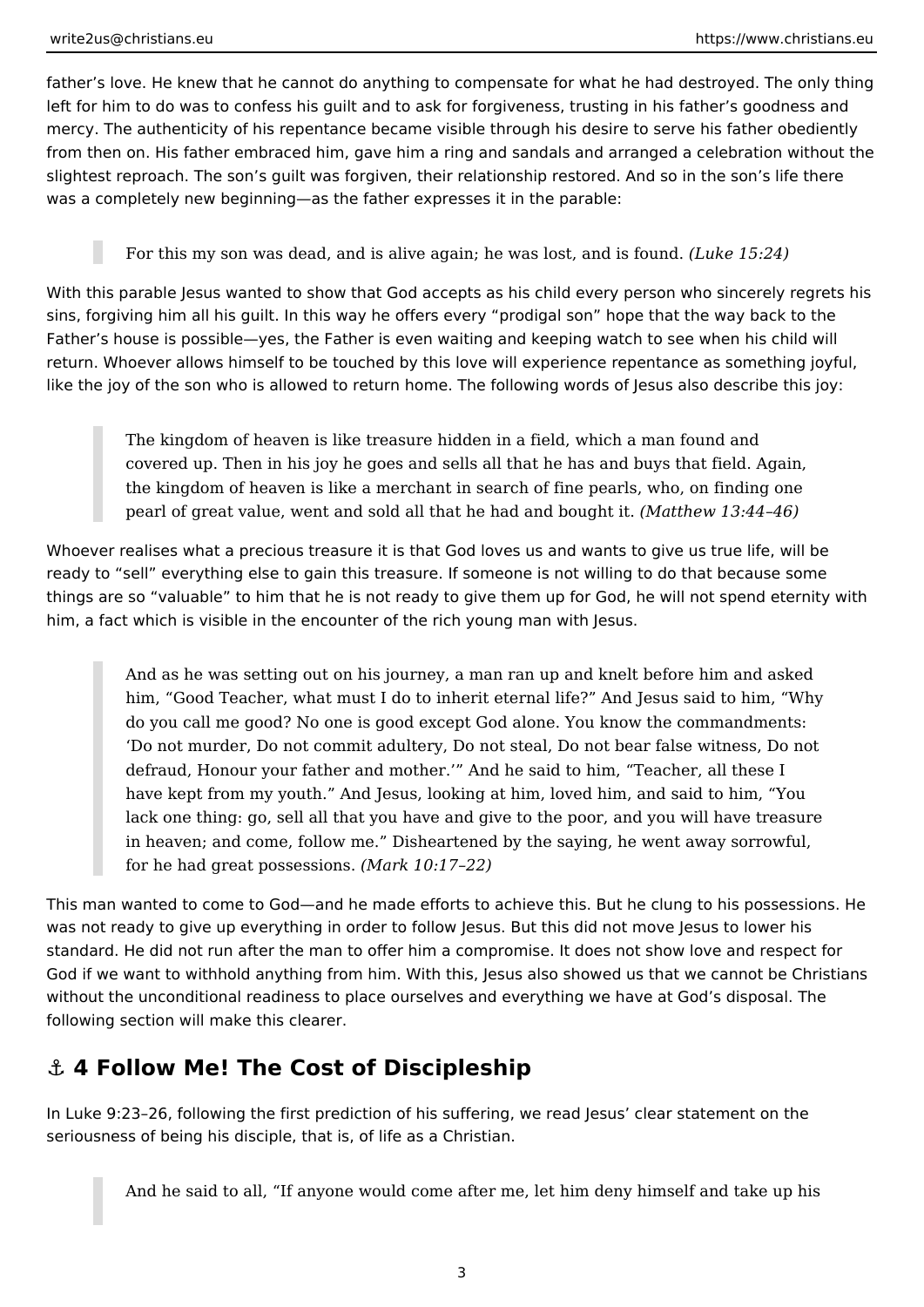father's love. He knew that he cannot do anything to compensate for what he had destroyed. The only thing left for him to do was to confess his guilt and to ask for forgiveness, trusting in his father's goodness and mercy. The authenticity of his repentance became visible through his desire to serve his father obediently from then on. His father embraced him, gave him a ring and sandals and arranged a celebration without the slightest reproach. The son's guilt was forgiven, their relationship restored. And so in the son's life there was a completely new beginning—as the father expresses it in the parable:

> For this my son was dead, and is alive again; he was lost, and is found. *(Luke 15:24)*

With this parable Jesus wanted to show that God accepts as his child every person who sincerely regrets his sins, forgiving him all his guilt. In this way he offers every "prodigal son" hope that the way back to the Father's house is possible—yes, the Father is even waiting and keeping watch to see when his child will return. Whoever allows himself to be touched by this love will experience repentance as something joyful, like the joy of the son who is allowed to return home. The following words of Jesus also describe this joy:

> The kingdom of heaven is like treasure hidden in a field, which a man found and covered up. Then in his joy he goes and sells all that he has and buys that field. Again, the kingdom of heaven is like a merchant in search of fine pearls, who, on finding one pearl of great value, went and sold all that he had and bought it. *(Matthew 13:44–46)*

Whoever realises what a precious treasure it is that God loves us and wants to give us true life, will be ready to "sell" everything else to gain this treasure. If someone is not willing to do that because some things are so "valuable" to him that he is not ready to give them up for God, he will not spend eternity with him, a fact which is visible in the encounter of the rich young man with Jesus.

> And as he was setting out on his journey, a man ran up and knelt before him and asked him, "Good Teacher, what must I do to inherit eternal life?" And Jesus said to him, "Why do you call me good? No one is good except God alone. You know the commandments: 'Do not murder, Do not commit adultery, Do not steal, Do not bear false witness, Do not defraud, Honour your father and mother.'" And he said to him, "Teacher, all these I have kept from my youth." And Jesus, looking at him, loved him, and said to him, "You lack one thing: go, sell all that you have and give to the poor, and you will have treasure in heaven; and come, follow me." Disheartened by the saying, he went away sorrowful, for he had great possessions. *(Mark 10:17–22)*

This man wanted to come to God—and he made efforts to achieve this. But he clung to his possessions. He was not ready to give up everything in order to follow Jesus. But this did not move Jesus to lower his standard. He did not run after the man to offer him a compromise. It does not show love and respect for God if we want to withhold anything from him. With this, Jesus also showed us that we cannot be Christians without the unconditional readiness to place ourselves and everything we have at God's disposal. The following section will make this clearer.

## ⚓ 4 Follow Me! The Cost of Discipleship

In Luke 9:23–26, following the first prediction of his suffering, we read Jesus' clear statement on the seriousness of being his disciple, that is, of life as a Christian.

> And he said to all, "If anyone would come after me, let him deny himself and take up his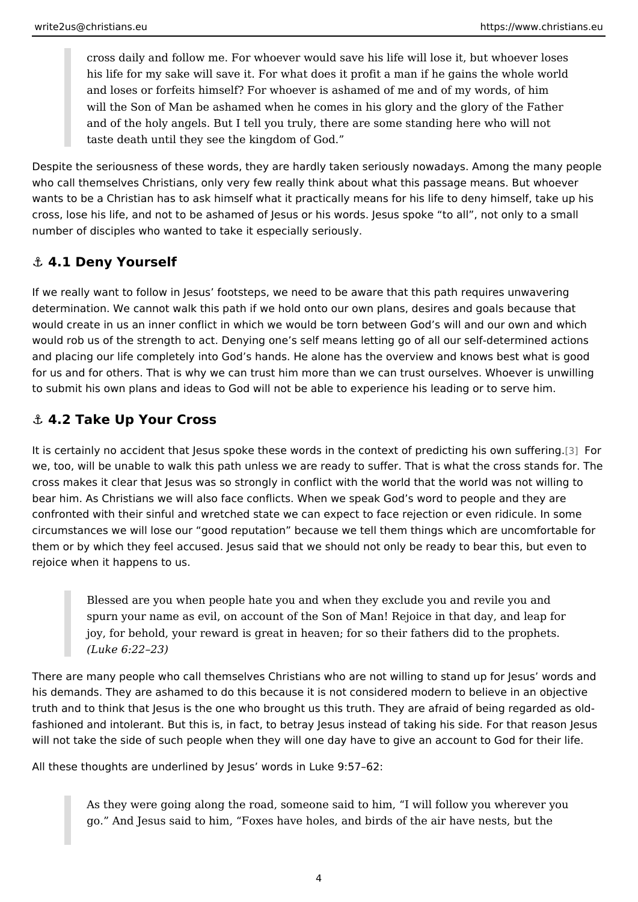> cross daily and follow me. For whoever would save his life will lose it, but whoever loses his life for my sake will save it. For what does it profit a man if he gains the whole world and loses or forfeits himself? For whoever is ashamed of me and of my words, of him will the Son of Man be ashamed when he comes in his glory and the glory of the Father and of the holy angels. But I tell you truly, there are some standing here who will not taste death until they see the kingdom of God."

Despite the seriousness of these words, they are hardly taken seriously nowadays. Among the many people who call themselves Christians, only very few really think about what this passage means. But whoever wants to be a Christian has to ask himself what it practically means for his life to deny himself, take up his cross, lose his life, and not to be ashamed of Jesus or his words. Jesus spoke "to all", not only to a small number of disciples who wanted to take it especially seriously.

## ⚓ 4.1 Deny Yourself

If we really want to follow in Jesus' footsteps, we need to be aware that this path requires unwavering determination. We cannot walk this path if we hold onto our own plans, desires and goals because that would create in us an inner conflict in which we would be torn between God's will and our own and which would rob us of the strength to act. Denying one's self means letting go of all our self-determined actions and placing our life completely into God's hands. He alone has the overview and knows best what is good for us and for others. That is why we can trust him more than we can trust ourselves. Whoever is unwilling to submit his own plans and ideas to God will not be able to experience his leading or to serve him.

## ⚓ 4.2 Take Up Your Cross

It is certainly no accident that Jesus spoke these words in the context of predicting his own suffering.[3] For we, too, will be unable to walk this path unless we are ready to suffer. That is what the cross stands for. The cross makes it clear that Jesus was so strongly in conflict with the world that the world was not willing to bear him. As Christians we will also face conflicts. When we speak God's word to people and they are confronted with their sinful and wretched state we can expect to face rejection or even ridicule. In some circumstances we will lose our "good reputation" because we tell them things which are uncomfortable for them or by which they feel accused. Jesus said that we should not only be ready to bear this, but even to rejoice when it happens to us.

> Blessed are you when people hate you and when they exclude you and revile you and spurn your name as evil, on account of the Son of Man! Rejoice in that day, and leap for joy, for behold, your reward is great in heaven; for so their fathers did to the prophets. *(Luke 6:22–23)*

There are many people who call themselves Christians who are not willing to stand up for Jesus' words and his demands. They are ashamed to do this because it is not considered modern to believe in an objective truth and to think that Jesus is the one who brought us this truth. They are afraid of being regarded as old-fashioned and intolerant. But this is, in fact, to betray Jesus instead of taking his side. For that reason Jesus will not take the side of such people when they will one day have to give an account to God for their life.

All these thoughts are underlined by Jesus' words in Luke 9:57–62:

> As they were going along the road, someone said to him, "I will follow you wherever you go." And Jesus said to him, "Foxes have holes, and birds of the air have nests, but the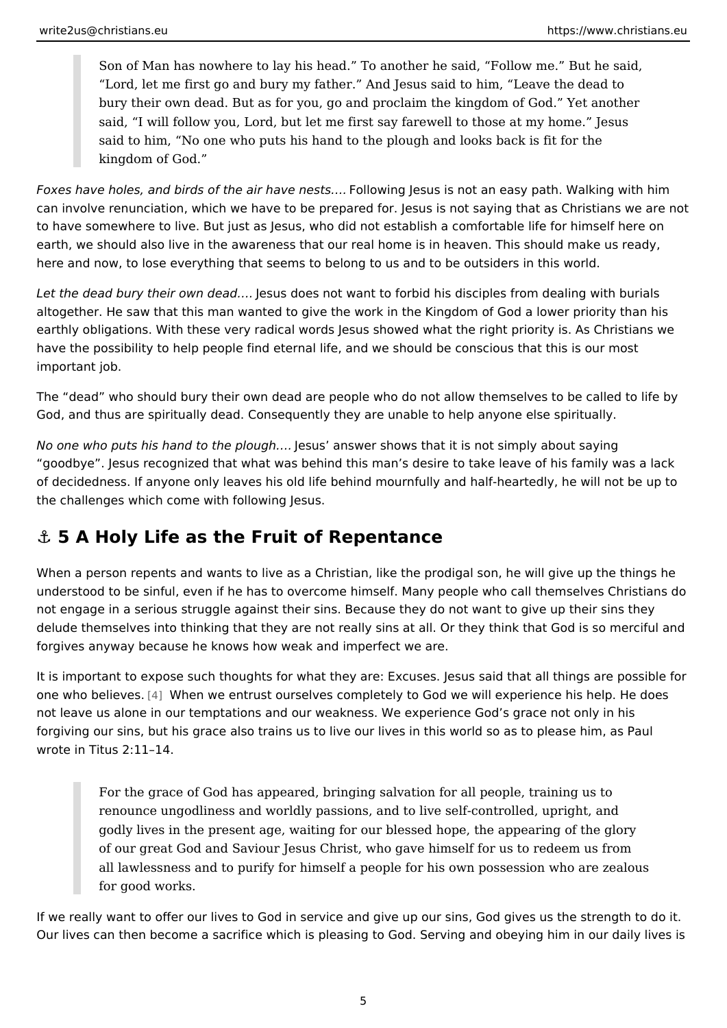> Son of Man has nowhere to lay his head." To another he said, "Follow me." But he said, "Lord, let me first go and bury my father." And Jesus said to him, "Leave the dead to bury their own dead. But as for you, go and proclaim the kingdom of God." Yet another said, "I will follow you, Lord, but let me first say farewell to those at my home." Jesus said to him, "No one who puts his hand to the plough and looks back is fit for the kingdom of God."

*Foxes have holes, and birds of the air have nests….* Following Jesus is not an easy path. Walking with him can involve renunciation, which we have to be prepared for. Jesus is not saying that as Christians we are not to have somewhere to live. But just as Jesus, who did not establish a comfortable life for himself here on earth, we should also live in the awareness that our real home is in heaven. This should make us ready, here and now, to lose everything that seems to belong to us and to be outsiders in this world.

*Let the dead bury their own dead….* Jesus does not want to forbid his disciples from dealing with burials altogether. He saw that this man wanted to give the work in the Kingdom of God a lower priority than his earthly obligations. With these very radical words Jesus showed what the right priority is. As Christians we have the possibility to help people find eternal life, and we should be conscious that this is our most important job.

The "dead" who should bury their own dead are people who do not allow themselves to be called to life by God, and thus are spiritually dead. Consequently they are unable to help anyone else spiritually.

*No one who puts his hand to the plough….* Jesus' answer shows that it is not simply about saying "goodbye". Jesus recognized that what was behind this man's desire to take leave of his family was a lack of decidedness. If anyone only leaves his old life behind mournfully and half-heartedly, he will not be up to the challenges which come with following Jesus.

## ⚓ 5 A Holy Life as the Fruit of Repentance

When a person repents and wants to live as a Christian, like the prodigal son, he will give up the things he understood to be sinful, even if he has to overcome himself. Many people who call themselves Christians do not engage in a serious struggle against their sins. Because they do not want to give up their sins they delude themselves into thinking that they are not really sins at all. Or they think that God is so merciful and forgives anyway because he knows how weak and imperfect we are.

It is important to expose such thoughts for what they are: Excuses. Jesus said that all things are possible for one who believes. [4] When we entrust ourselves completely to God we will experience his help. He does not leave us alone in our temptations and our weakness. We experience God's grace not only in his forgiving our sins, but his grace also trains us to live our lives in this world so as to please him, as Paul wrote in Titus 2:11–14.

> For the grace of God has appeared, bringing salvation for all people, training us to renounce ungodliness and worldly passions, and to live self-controlled, upright, and godly lives in the present age, waiting for our blessed hope, the appearing of the glory of our great God and Saviour Jesus Christ, who gave himself for us to redeem us from all lawlessness and to purify for himself a people for his own possession who are zealous for good works.

If we really want to offer our lives to God in service and give up our sins, God gives us the strength to do it. Our lives can then become a sacrifice which is pleasing to God. Serving and obeying him in our daily lives is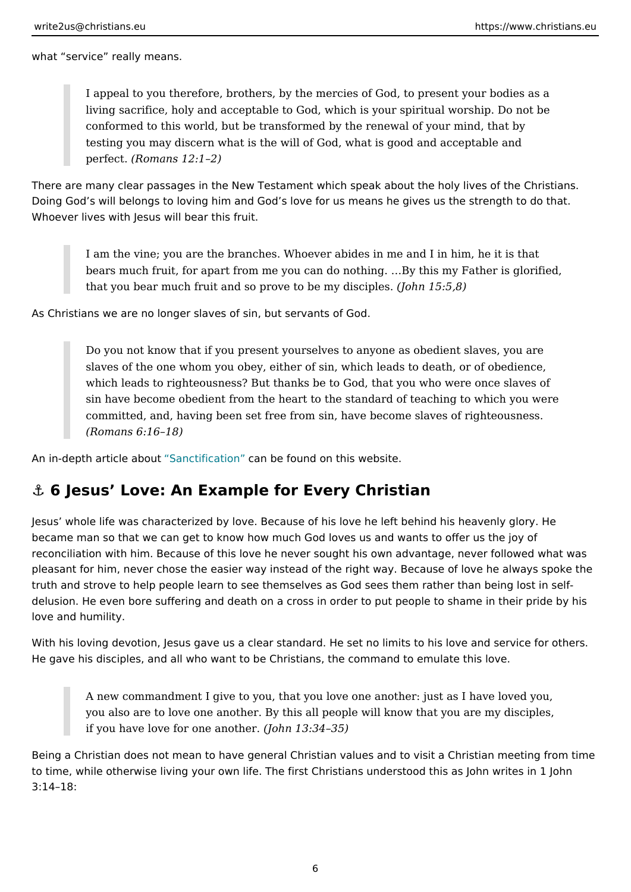what "service" really means.

> I appeal to you therefore, brothers, by the mercies of God, to present your bodies as a living sacrifice, holy and acceptable to God, which is your spiritual worship. Do not be conformed to this world, but be transformed by the renewal of your mind, that by testing you may discern what is the will of God, what is good and acceptable and perfect. *(Romans 12:1–2)*

There are many clear passages in the New Testament which speak about the holy lives of the Christians. Doing God's will belongs to loving him and God's love for us means he gives us the strength to do that. Whoever lives with Jesus will bear this fruit.

> I am the vine; you are the branches. Whoever abides in me and I in him, he it is that bears much fruit, for apart from me you can do nothing. …By this my Father is glorified, that you bear much fruit and so prove to be my disciples. *(John 15:5,8)*

As Christians we are no longer slaves of sin, but servants of God.

> Do you not know that if you present yourselves to anyone as obedient slaves, you are slaves of the one whom you obey, either of sin, which leads to death, or of obedience, which leads to righteousness? But thanks be to God, that you who were once slaves of sin have become obedient from the heart to the standard of teaching to which you were committed, and, having been set free from sin, have become slaves of righteousness. *(Romans 6:16–18)*

An in-depth article about "Sanctification" can be found on this website.

## ⚓ 6 Jesus' Love: An Example for Every Christian

Jesus' whole life was characterized by love. Because of his love he left behind his heavenly glory. He became man so that we can get to know how much God loves us and wants to offer us the joy of reconciliation with him. Because of this love he never sought his own advantage, never followed what was pleasant for him, never chose the easier way instead of the right way. Because of love he always spoke the truth and strove to help people learn to see themselves as God sees them rather than being lost in self-delusion. He even bore suffering and death on a cross in order to put people to shame in their pride by his love and humility.

With his loving devotion, Jesus gave us a clear standard. He set no limits to his love and service for others. He gave his disciples, and all who want to be Christians, the command to emulate this love.

> A new commandment I give to you, that you love one another: just as I have loved you, you also are to love one another. By this all people will know that you are my disciples, if you have love for one another. *(John 13:34–35)*

Being a Christian does not mean to have general Christian values and to visit a Christian meeting from time to time, while otherwise living your own life. The first Christians understood this as John writes in 1 John 3:14–18: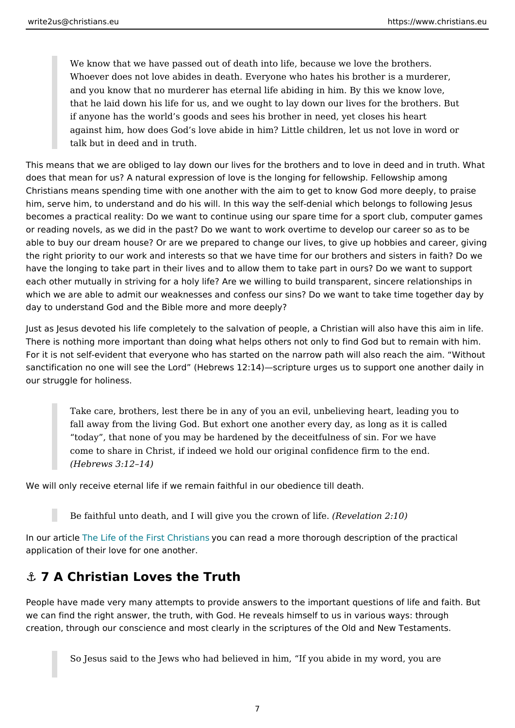> We know that we have passed out of death into life, because we love the brothers. Whoever does not love abides in death. Everyone who hates his brother is a murderer, and you know that no murderer has eternal life abiding in him. By this we know love, that he laid down his life for us, and we ought to lay down our lives for the brothers. But if anyone has the world's goods and sees his brother in need, yet closes his heart against him, how does God's love abide in him? Little children, let us not love in word or talk but in deed and in truth.

This means that we are obliged to lay down our lives for the brothers and to love in deed and in truth. What does that mean for us? A natural expression of love is the longing for fellowship. Fellowship among Christians means spending time with one another with the aim to get to know God more deeply, to praise him, serve him, to understand and do his will. In this way the self-denial which belongs to following Jesus becomes a practical reality: Do we want to continue using our spare time for a sport club, computer games or reading novels, as we did in the past? Do we want to work overtime to develop our career so as to be able to buy our dream house? Or are we prepared to change our lives, to give up hobbies and career, giving the right priority to our work and interests so that we have time for our brothers and sisters in faith? Do we have the longing to take part in their lives and to allow them to take part in ours? Do we want to support each other mutually in striving for a holy life? Are we willing to build transparent, sincere relationships in which we are able to admit our weaknesses and confess our sins? Do we want to take time together day by day to understand God and the Bible more and more deeply?

Just as Jesus devoted his life completely to the salvation of people, a Christian will also have this aim in life. There is nothing more important than doing what helps others not only to find God but to remain with him. For it is not self-evident that everyone who has started on the narrow path will also reach the aim. "Without sanctification no one will see the Lord" (Hebrews 12:14)—scripture urges us to support one another daily in our struggle for holiness.

> Take care, brothers, lest there be in any of you an evil, unbelieving heart, leading you to fall away from the living God. But exhort one another every day, as long as it is called "today", that none of you may be hardened by the deceitfulness of sin. For we have come to share in Christ, if indeed we hold our original confidence firm to the end. *(Hebrews 3:12–14)*

We will only receive eternal life if we remain faithful in our obedience till death.

> Be faithful unto death, and I will give you the crown of life. *(Revelation 2:10)*

In our article The Life of the First Christians you can read a more thorough description of the practical application of their love for one another.

## ⚓ 7 A Christian Loves the Truth

People have made very many attempts to provide answers to the important questions of life and faith. But we can find the right answer, the truth, with God. He reveals himself to us in various ways: through creation, through our conscience and most clearly in the scriptures of the Old and New Testaments.

> So Jesus said to the Jews who had believed in him, "If you abide in my word, you are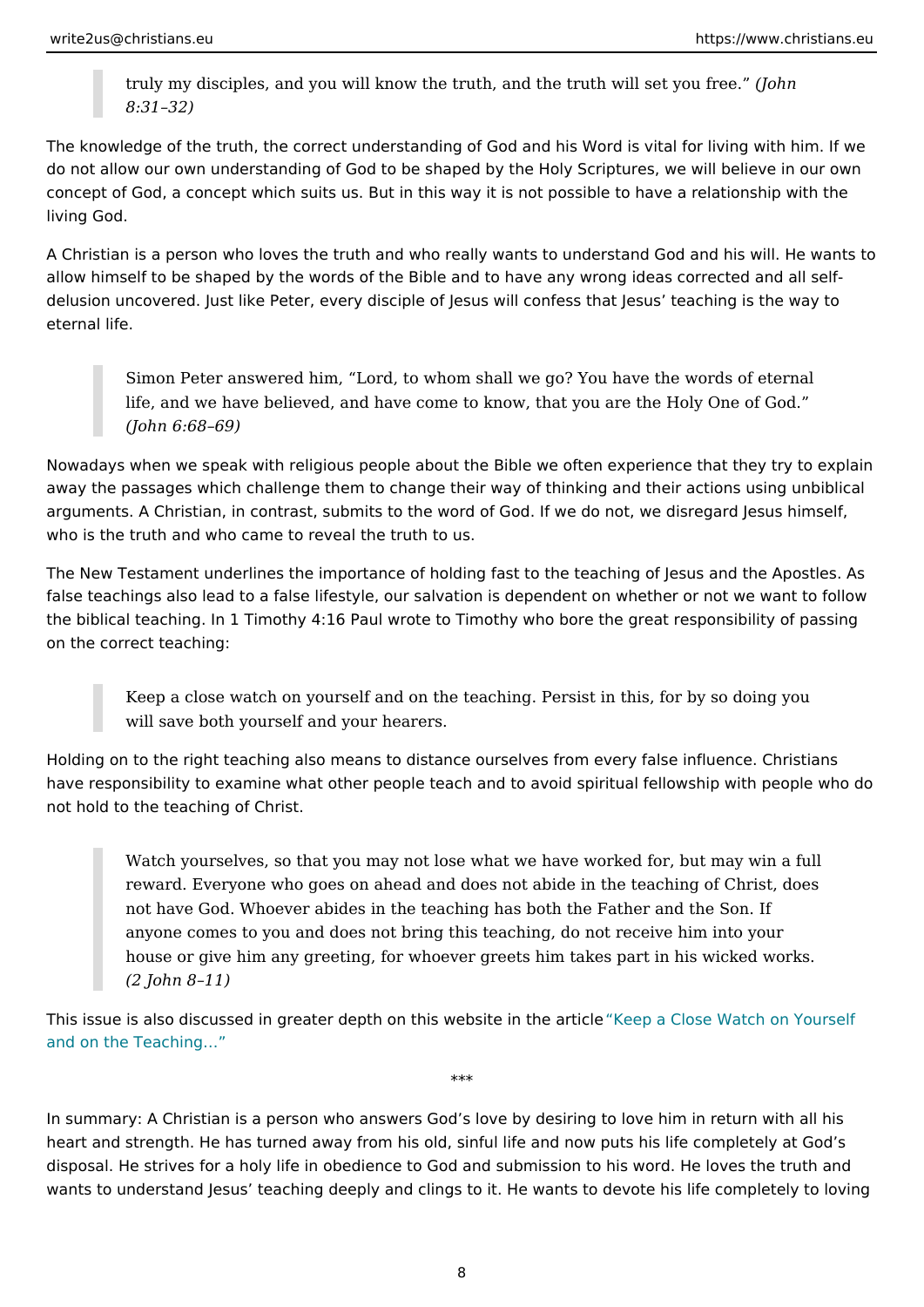> truly my disciples, and you will know the truth, and the truth will set you free." *(John 8:31–32)*

The knowledge of the truth, the correct understanding of God and his Word is vital for living with him. If we do not allow our own understanding of God to be shaped by the Holy Scriptures, we will believe in our own concept of God, a concept which suits us. But in this way it is not possible to have a relationship with the living God.

A Christian is a person who loves the truth and who really wants to understand God and his will. He wants to allow himself to be shaped by the words of the Bible and to have any wrong ideas corrected and all self-delusion uncovered. Just like Peter, every disciple of Jesus will confess that Jesus' teaching is the way to eternal life.

> Simon Peter answered him, "Lord, to whom shall we go? You have the words of eternal life, and we have believed, and have come to know, that you are the Holy One of God." *(John 6:68–69)*

Nowadays when we speak with religious people about the Bible we often experience that they try to explain away the passages which challenge them to change their way of thinking and their actions using unbiblical arguments. A Christian, in contrast, submits to the word of God. If we do not, we disregard Jesus himself, who is the truth and who came to reveal the truth to us.

The New Testament underlines the importance of holding fast to the teaching of Jesus and the Apostles. As false teachings also lead to a false lifestyle, our salvation is dependent on whether or not we want to follow the biblical teaching. In 1 Timothy 4:16 Paul wrote to Timothy who bore the great responsibility of passing on the correct teaching:

> Keep a close watch on yourself and on the teaching. Persist in this, for by so doing you will save both yourself and your hearers.

Holding on to the right teaching also means to distance ourselves from every false influence. Christians have responsibility to examine what other people teach and to avoid spiritual fellowship with people who do not hold to the teaching of Christ.

> Watch yourselves, so that you may not lose what we have worked for, but may win a full reward. Everyone who goes on ahead and does not abide in the teaching of Christ, does not have God. Whoever abides in the teaching has both the Father and the Son. If anyone comes to you and does not bring this teaching, do not receive him into your house or give him any greeting, for whoever greets him takes part in his wicked works. *(2 John 8–11)*

This issue is also discussed in greater depth on this website in the article "Keep a Close Watch on Yourself and on the Teaching…"

\*\*\*

In summary: A Christian is a person who answers God's love by desiring to love him in return with all his heart and strength. He has turned away from his old, sinful life and now puts his life completely at God's disposal. He strives for a holy life in obedience to God and submission to his word. He loves the truth and wants to understand Jesus' teaching deeply and clings to it. He wants to devote his life completely to loving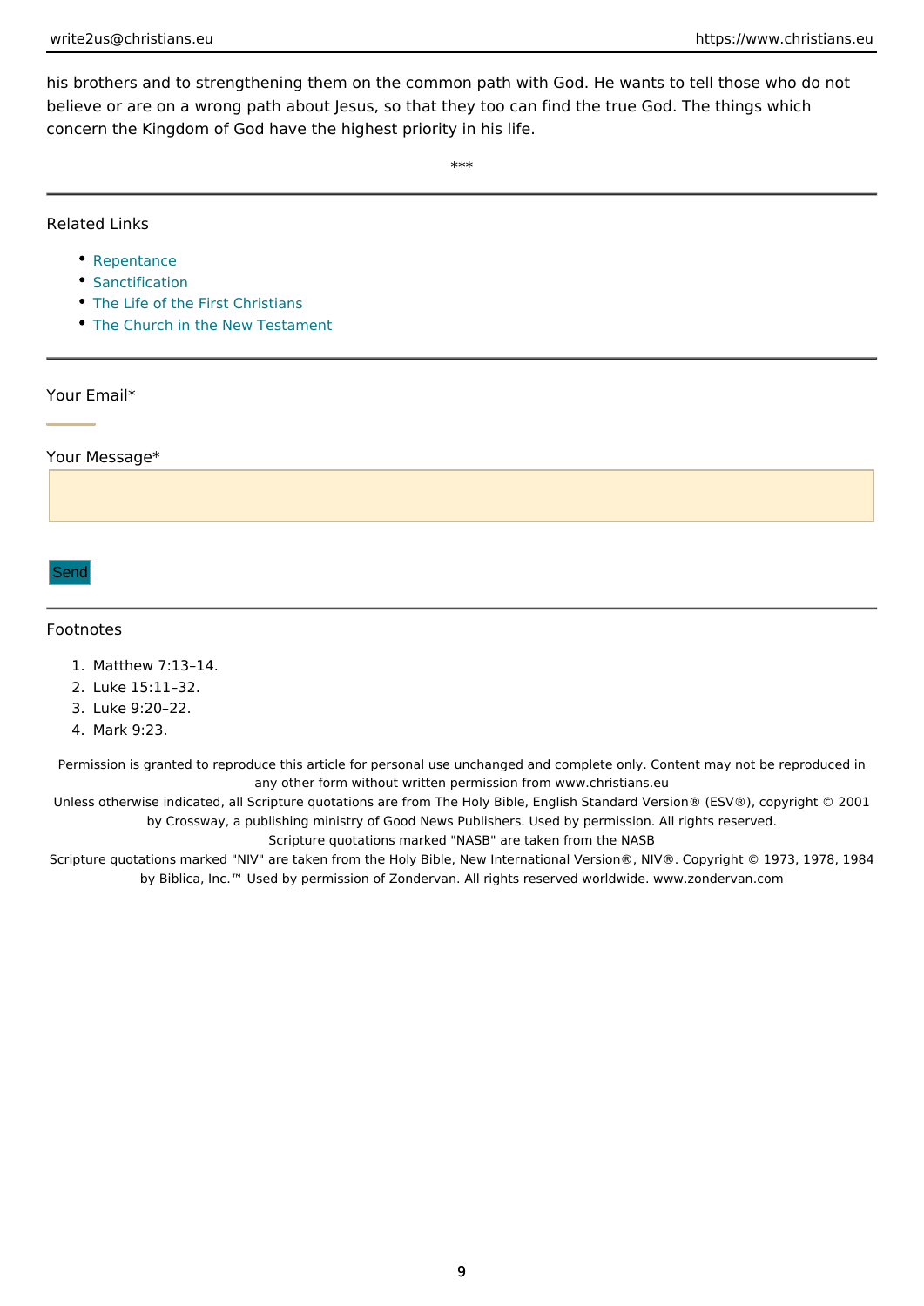his brothers and to strengthening them on the common path with God. He wants to tell those who do not believe or are on a wrong path about Jesus, so that they too can find the true God. The things which concern the Kingdom of God have the highest priority in his life.

***

---

Related Links

- Repentance
- Sanctification
- The Life of the First Christians
- The Church in the New Testament

---

Your Email*

Your Message*

Send

---

Footnotes

1. Matthew 7:13–14.
2. Luke 15:11–32.
3. Luke 9:20–22.
4. Mark 9:23.

Permission is granted to reproduce this article for personal use unchanged and complete only. Content may not be reproduced in any other form without written permission from www.christians.eu

Unless otherwise indicated, all Scripture quotations are from The Holy Bible, English Standard Version® (ESV®), copyright © 2001 by Crossway, a publishing ministry of Good News Publishers. Used by permission. All rights reserved.

Scripture quotations marked "NASB" are taken from the NASB

Scripture quotations marked "NIV" are taken from the Holy Bible, New International Version®, NIV®. Copyright © 1973, 1978, 1984 by Biblica, Inc.™ Used by permission of Zondervan. All rights reserved worldwide. www.zondervan.com